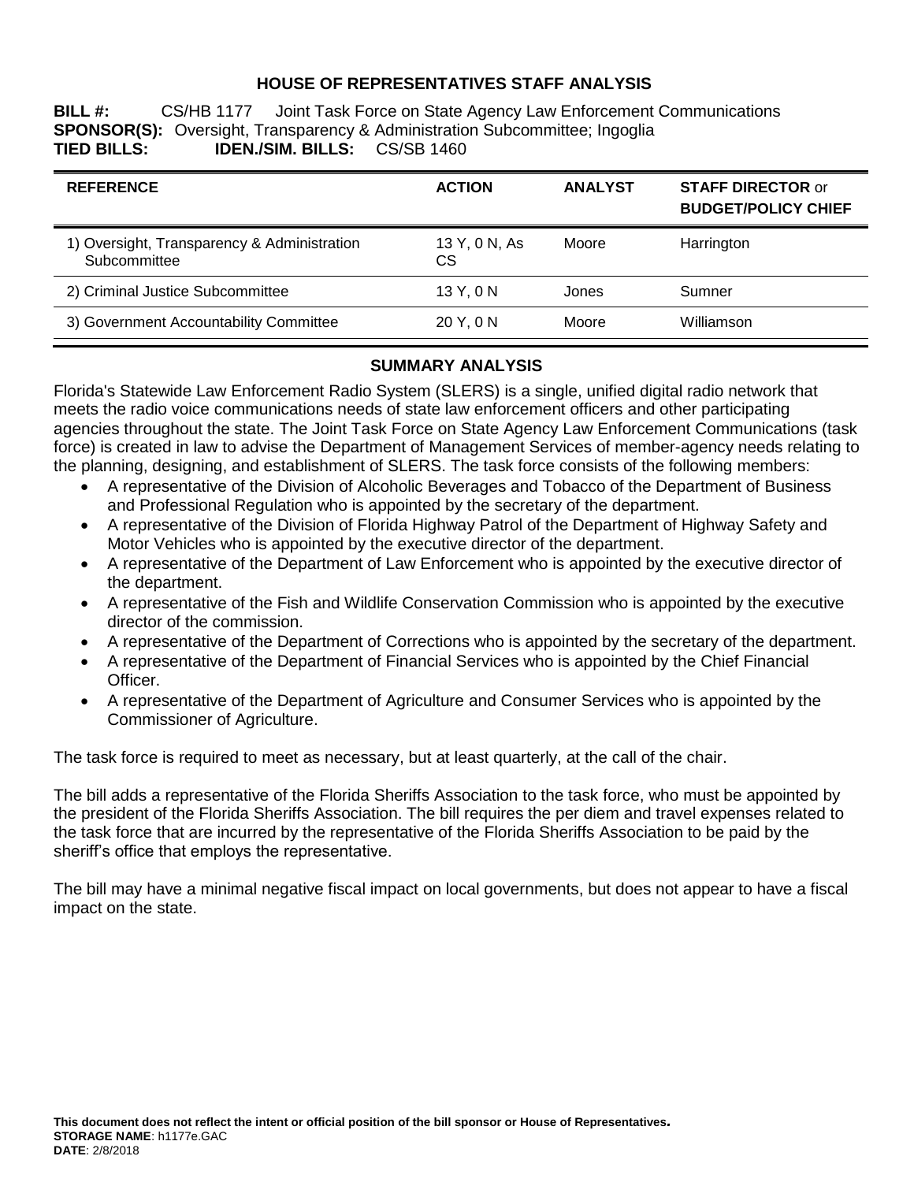# HOUSE OF REPRESENTATIVES STAFF ANALYSIS

**BILL #:** CS/HB 1177 Joint Task Force on State Agency Law Enforcement Communications
**SPONSOR(S):** Oversight, Transparency & Administration Subcommittee; Ingoglia
**TIED BILLS:** **IDEN./SIM. BILLS:** CS/SB 1460

| REFERENCE | ACTION | ANALYST | STAFF DIRECTOR or BUDGET/POLICY CHIEF |
|---|---|---|---|
| 1) Oversight, Transparency & Administration Subcommittee | 13 Y, 0 N, As CS | Moore | Harrington |
| 2) Criminal Justice Subcommittee | 13 Y, 0 N | Jones | Sumner |
| 3) Government Accountability Committee | 20 Y, 0 N | Moore | Williamson |

## SUMMARY ANALYSIS

Florida's Statewide Law Enforcement Radio System (SLERS) is a single, unified digital radio network that meets the radio voice communications needs of state law enforcement officers and other participating agencies throughout the state. The Joint Task Force on State Agency Law Enforcement Communications (task force) is created in law to advise the Department of Management Services of member-agency needs relating to the planning, designing, and establishment of SLERS. The task force consists of the following members:

- A representative of the Division of Alcoholic Beverages and Tobacco of the Department of Business and Professional Regulation who is appointed by the secretary of the department.
- A representative of the Division of Florida Highway Patrol of the Department of Highway Safety and Motor Vehicles who is appointed by the executive director of the department.
- A representative of the Department of Law Enforcement who is appointed by the executive director of the department.
- A representative of the Fish and Wildlife Conservation Commission who is appointed by the executive director of the commission.
- A representative of the Department of Corrections who is appointed by the secretary of the department.
- A representative of the Department of Financial Services who is appointed by the Chief Financial Officer.
- A representative of the Department of Agriculture and Consumer Services who is appointed by the Commissioner of Agriculture.

The task force is required to meet as necessary, but at least quarterly, at the call of the chair.

The bill adds a representative of the Florida Sheriffs Association to the task force, who must be appointed by the president of the Florida Sheriffs Association. The bill requires the per diem and travel expenses related to the task force that are incurred by the representative of the Florida Sheriffs Association to be paid by the sheriff's office that employs the representative.

The bill may have a minimal negative fiscal impact on local governments, but does not appear to have a fiscal impact on the state.

**This document does not reflect the intent or official position of the bill sponsor or House of Representatives.**
**STORAGE NAME**: h1177e.GAC
**DATE**: 2/8/2018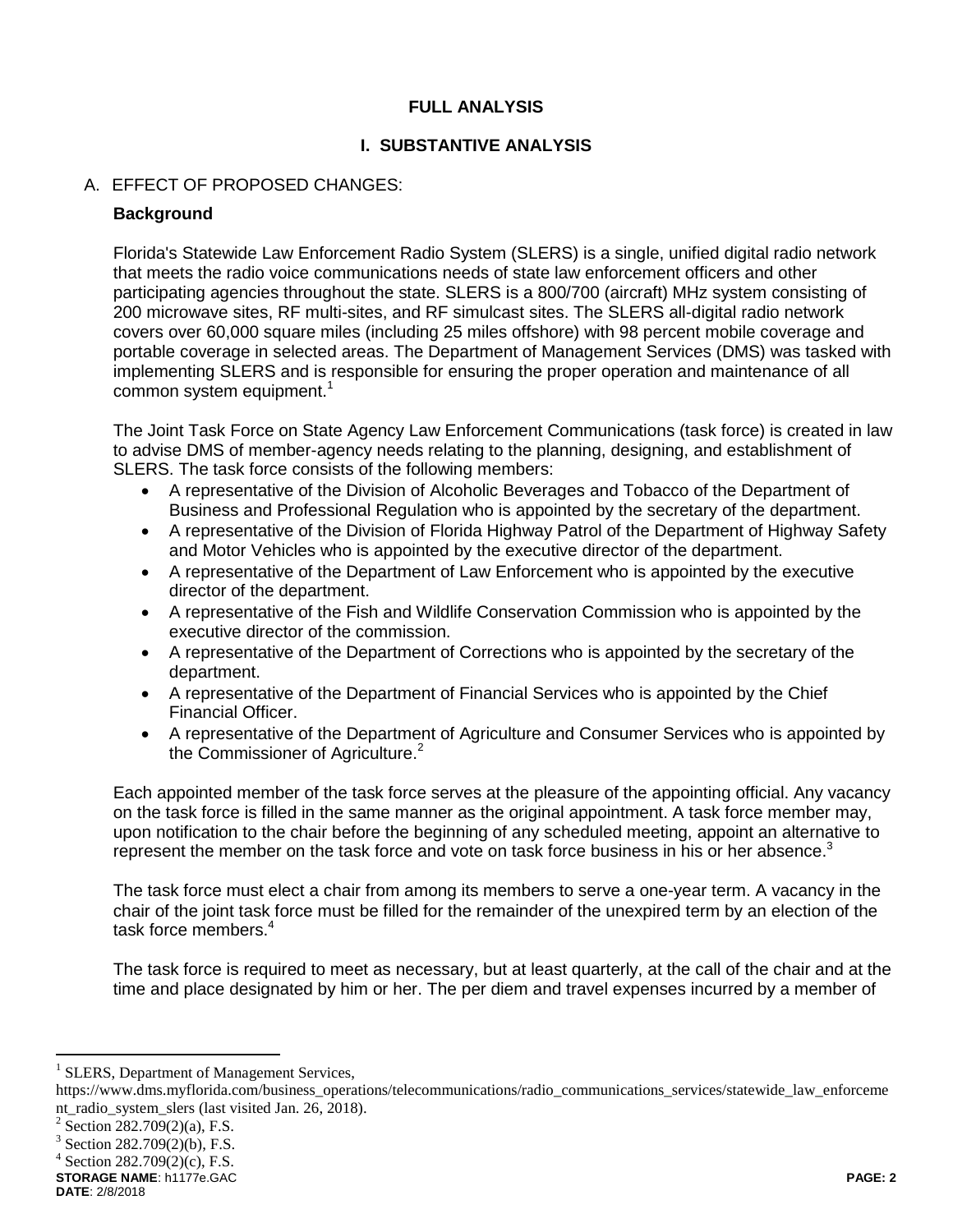# FULL ANALYSIS

## I. SUBSTANTIVE ANALYSIS

A. EFFECT OF PROPOSED CHANGES:

**Background**

Florida's Statewide Law Enforcement Radio System (SLERS) is a single, unified digital radio network that meets the radio voice communications needs of state law enforcement officers and other participating agencies throughout the state. SLERS is a 800/700 (aircraft) MHz system consisting of 200 microwave sites, RF multi-sites, and RF simulcast sites. The SLERS all-digital radio network covers over 60,000 square miles (including 25 miles offshore) with 98 percent mobile coverage and portable coverage in selected areas. The Department of Management Services (DMS) was tasked with implementing SLERS and is responsible for ensuring the proper operation and maintenance of all common system equipment.[1]

The Joint Task Force on State Agency Law Enforcement Communications (task force) is created in law to advise DMS of member-agency needs relating to the planning, designing, and establishment of SLERS. The task force consists of the following members:

- A representative of the Division of Alcoholic Beverages and Tobacco of the Department of Business and Professional Regulation who is appointed by the secretary of the department.
- A representative of the Division of Florida Highway Patrol of the Department of Highway Safety and Motor Vehicles who is appointed by the executive director of the department.
- A representative of the Department of Law Enforcement who is appointed by the executive director of the department.
- A representative of the Fish and Wildlife Conservation Commission who is appointed by the executive director of the commission.
- A representative of the Department of Corrections who is appointed by the secretary of the department.
- A representative of the Department of Financial Services who is appointed by the Chief Financial Officer.
- A representative of the Department of Agriculture and Consumer Services who is appointed by the Commissioner of Agriculture.[2]

Each appointed member of the task force serves at the pleasure of the appointing official. Any vacancy on the task force is filled in the same manner as the original appointment. A task force member may, upon notification to the chair before the beginning of any scheduled meeting, appoint an alternative to represent the member on the task force and vote on task force business in his or her absence.[3]

The task force must elect a chair from among its members to serve a one-year term. A vacancy in the chair of the joint task force must be filled for the remainder of the unexpired term by an election of the task force members.[4]

The task force is required to meet as necessary, but at least quarterly, at the call of the chair and at the time and place designated by him or her. The per diem and travel expenses incurred by a member of

---

[1] SLERS, Department of Management Services, https://www.dms.myflorida.com/business_operations/telecommunications/radio_communications_services/statewide_law_enforcement_radio_system_slers (last visited Jan. 26, 2018).

[2] Section 282.709(2)(a), F.S.

[3] Section 282.709(2)(b), F.S.

[4] Section 282.709(2)(c), F.S.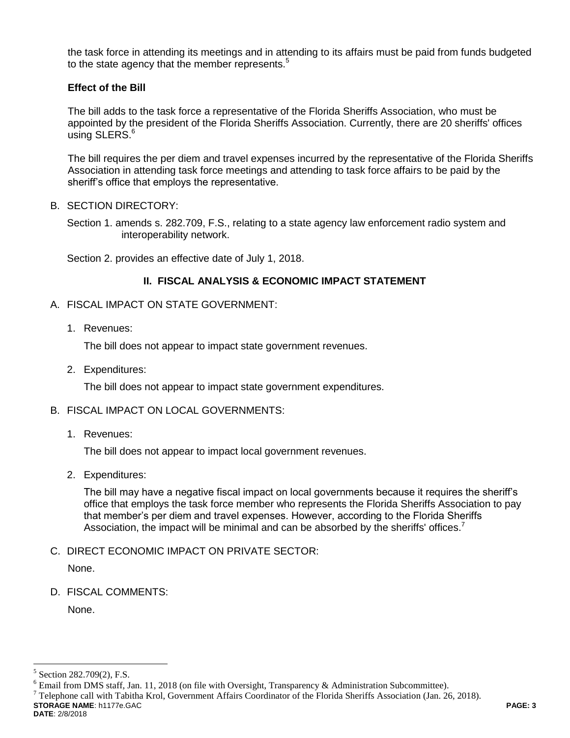the task force in attending its meetings and in attending to its affairs must be paid from funds budgeted to the state agency that the member represents.[5]

**Effect of the Bill**

The bill adds to the task force a representative of the Florida Sheriffs Association, who must be appointed by the president of the Florida Sheriffs Association. Currently, there are 20 sheriffs' offices using SLERS.[6]

The bill requires the per diem and travel expenses incurred by the representative of the Florida Sheriffs Association in attending task force meetings and attending to task force affairs to be paid by the sheriff's office that employs the representative.

B. SECTION DIRECTORY:

Section 1. amends s. 282.709, F.S., relating to a state agency law enforcement radio system and interoperability network.

Section 2. provides an effective date of July 1, 2018.

## II. FISCAL ANALYSIS & ECONOMIC IMPACT STATEMENT

A. FISCAL IMPACT ON STATE GOVERNMENT:

1. Revenues:

   The bill does not appear to impact state government revenues.

2. Expenditures:

   The bill does not appear to impact state government expenditures.

B. FISCAL IMPACT ON LOCAL GOVERNMENTS:

1. Revenues:

   The bill does not appear to impact local government revenues.

2. Expenditures:

   The bill may have a negative fiscal impact on local governments because it requires the sheriff's office that employs the task force member who represents the Florida Sheriffs Association to pay that member's per diem and travel expenses. However, according to the Florida Sheriffs Association, the impact will be minimal and can be absorbed by the sheriffs' offices.[7]

C. DIRECT ECONOMIC IMPACT ON PRIVATE SECTOR:

None.

D. FISCAL COMMENTS:

None.

---

[5] Section 282.709(2), F.S.

[6] Email from DMS staff, Jan. 11, 2018 (on file with Oversight, Transparency & Administration Subcommittee).

[7] Telephone call with Tabitha Krol, Government Affairs Coordinator of the Florida Sheriffs Association (Jan. 26, 2018).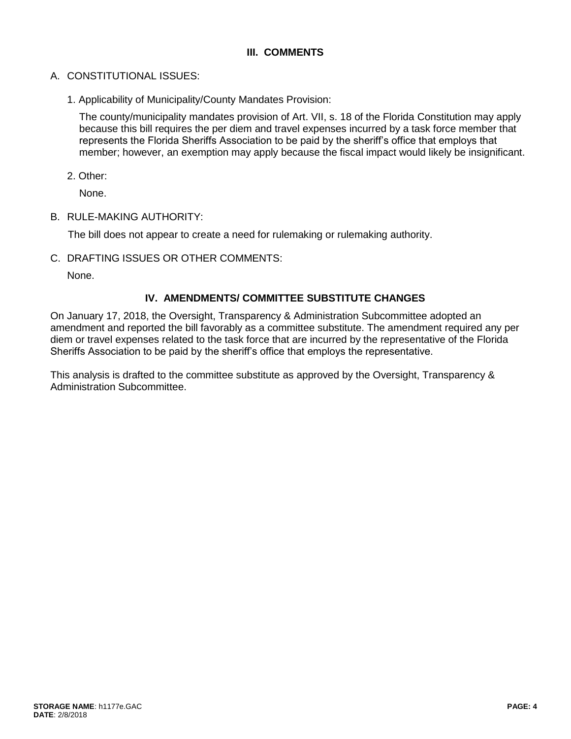## III. COMMENTS

A. CONSTITUTIONAL ISSUES:

1. Applicability of Municipality/County Mandates Provision:

   The county/municipality mandates provision of Art. VII, s. 18 of the Florida Constitution may apply because this bill requires the per diem and travel expenses incurred by a task force member that represents the Florida Sheriffs Association to be paid by the sheriff's office that employs that member; however, an exemption may apply because the fiscal impact would likely be insignificant.

2. Other:

   None.

B. RULE-MAKING AUTHORITY:

   The bill does not appear to create a need for rulemaking or rulemaking authority.

C. DRAFTING ISSUES OR OTHER COMMENTS:

   None.

## IV. AMENDMENTS/ COMMITTEE SUBSTITUTE CHANGES

On January 17, 2018, the Oversight, Transparency & Administration Subcommittee adopted an amendment and reported the bill favorably as a committee substitute. The amendment required any per diem or travel expenses related to the task force that are incurred by the representative of the Florida Sheriffs Association to be paid by the sheriff's office that employs the representative.

This analysis is drafted to the committee substitute as approved by the Oversight, Transparency & Administration Subcommittee.